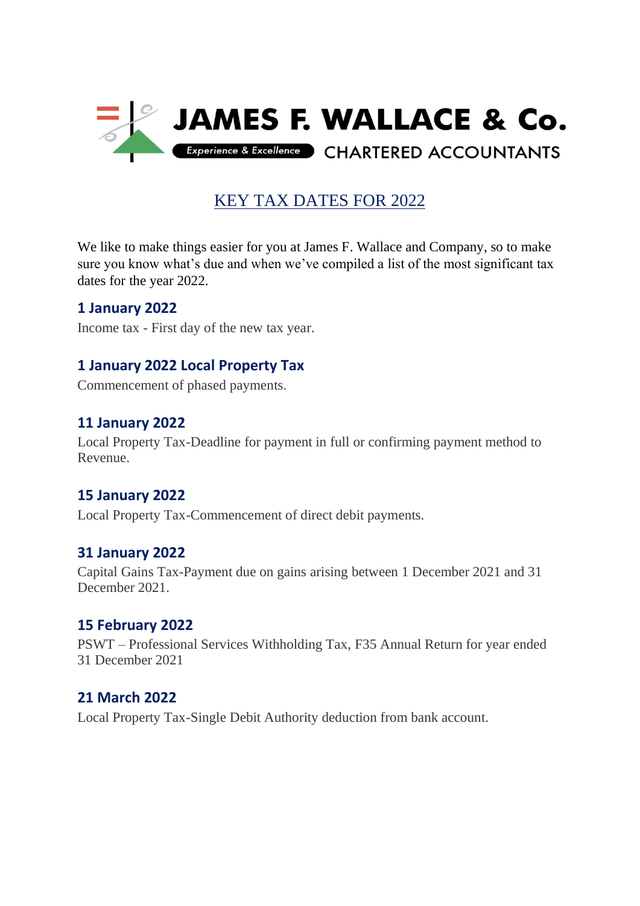# JAMES F. WALLACE & Co.

Experience & Excellence CHARTERED ACCOUNTANTS

## KEY TAX DATES FOR 2022

We like to make things easier for you at James F. Wallace and Company, so to make sure you know what's due and when we've compiled a list of the most significant tax dates for the year 2022.

### 1 January 2022

Income tax - First day of the new tax year.

### 1 January 2022 Local Property Tax

Commencement of phased payments.

### 11 January 2022

Local Property Tax-Deadline for payment in full or confirming payment method to Revenue.

### 15 January 2022

Local Property Tax-Commencement of direct debit payments.

### 31 January 2022

Capital Gains Tax-Payment due on gains arising between 1 December 2021 and 31 December 2021.

### 15 February 2022

PSWT – Professional Services Withholding Tax, F35 Annual Return for year ended 31 December 2021

### 21 March 2022

Local Property Tax-Single Debit Authority deduction from bank account.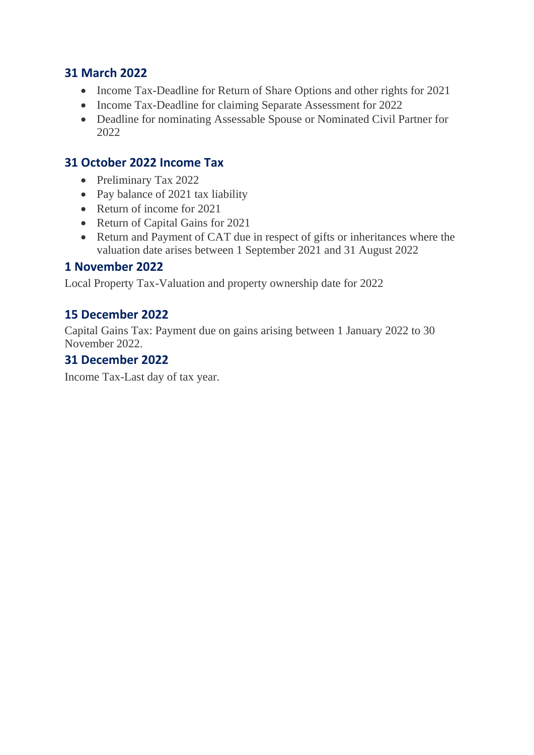## 31 March 2022

- Income Tax-Deadline for Return of Share Options and other rights for 2021
- Income Tax-Deadline for claiming Separate Assessment for 2022
- Deadline for nominating Assessable Spouse or Nominated Civil Partner for 2022

## 31 October 2022 Income Tax

- Preliminary Tax 2022
- Pay balance of 2021 tax liability
- Return of income for 2021
- Return of Capital Gains for 2021
- Return and Payment of CAT due in respect of gifts or inheritances where the valuation date arises between 1 September 2021 and 31 August 2022

## 1 November 2022

Local Property Tax-Valuation and property ownership date for 2022

## 15 December 2022

Capital Gains Tax: Payment due on gains arising between 1 January 2022 to 30 November 2022.

## 31 December 2022

Income Tax-Last day of tax year.